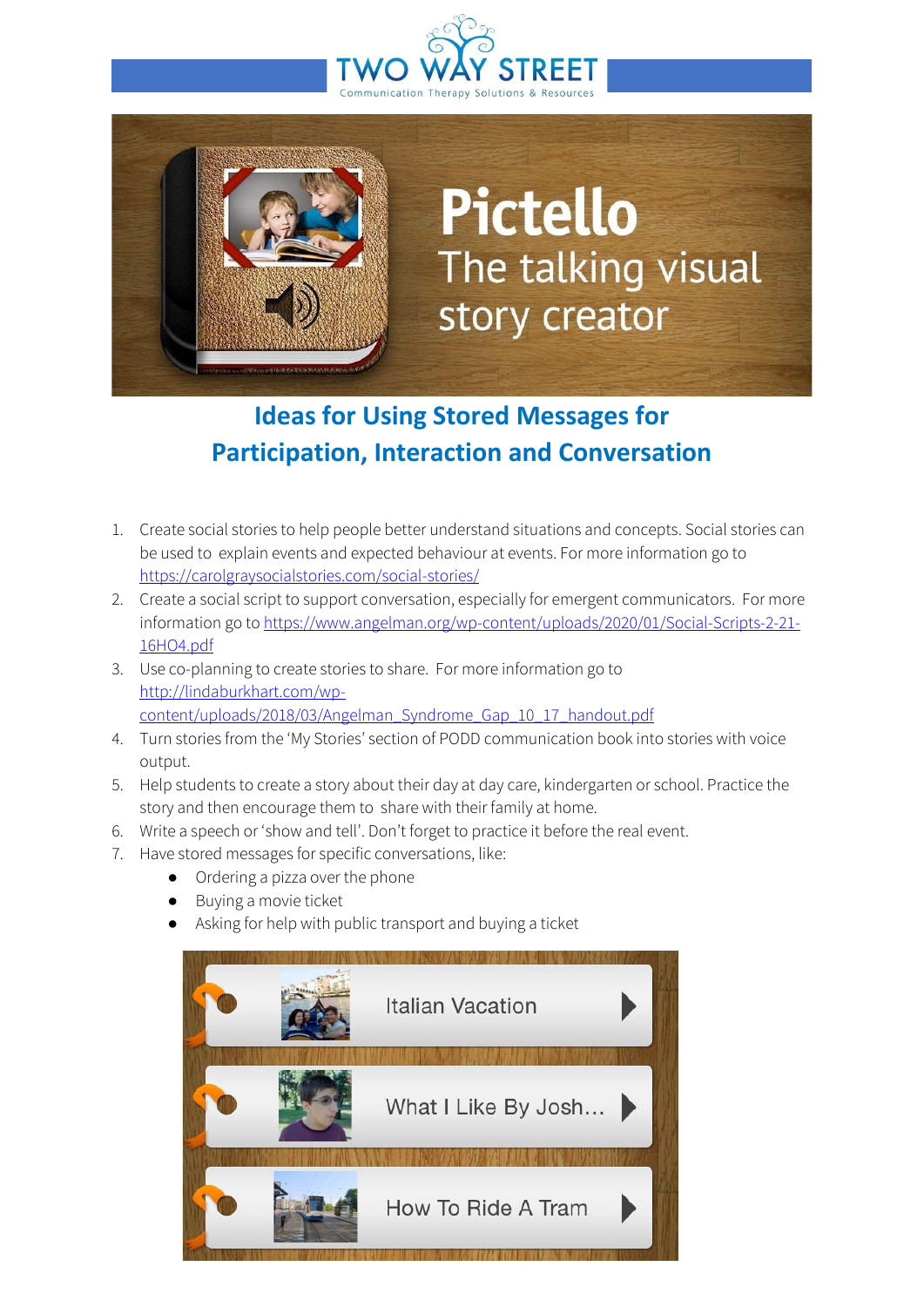TWO WAY STREET

Communication Therapy Solutions & Resources

# Pictello

The talking visual story creator

## Ideas for Using Stored Messages for Participation, Interaction and Conversation

1. Create social stories to help people better understand situations and concepts. Social stories can be used to explain events and expected behaviour at events. For more information go to https://carolgraysocialstories.com/social-stories/
2. Create a social script to support conversation, especially for emergent communicators. For more information go to https://www.angelman.org/wp-content/uploads/2020/01/Social-Scripts-2-21-16HO4.pdf
3. Use co-planning to create stories to share. For more information go to http://lindaburkhart.com/wp-content/uploads/2018/03/Angelman_Syndrome_Gap_10_17_handout.pdf
4. Turn stories from the 'My Stories' section of PODD communication book into stories with voice output.
5. Help students to create a story about their day at day care, kindergarten or school. Practice the story and then encourage them to share with their family at home.
6. Write a speech or 'show and tell'. Don't forget to practice it before the real event.
7. Have stored messages for specific conversations, like:
   - Ordering a pizza over the phone
   - Buying a movie ticket
   - Asking for help with public transport and buying a ticket

Italian Vacation

What I Like By Josh...

How To Ride A Tram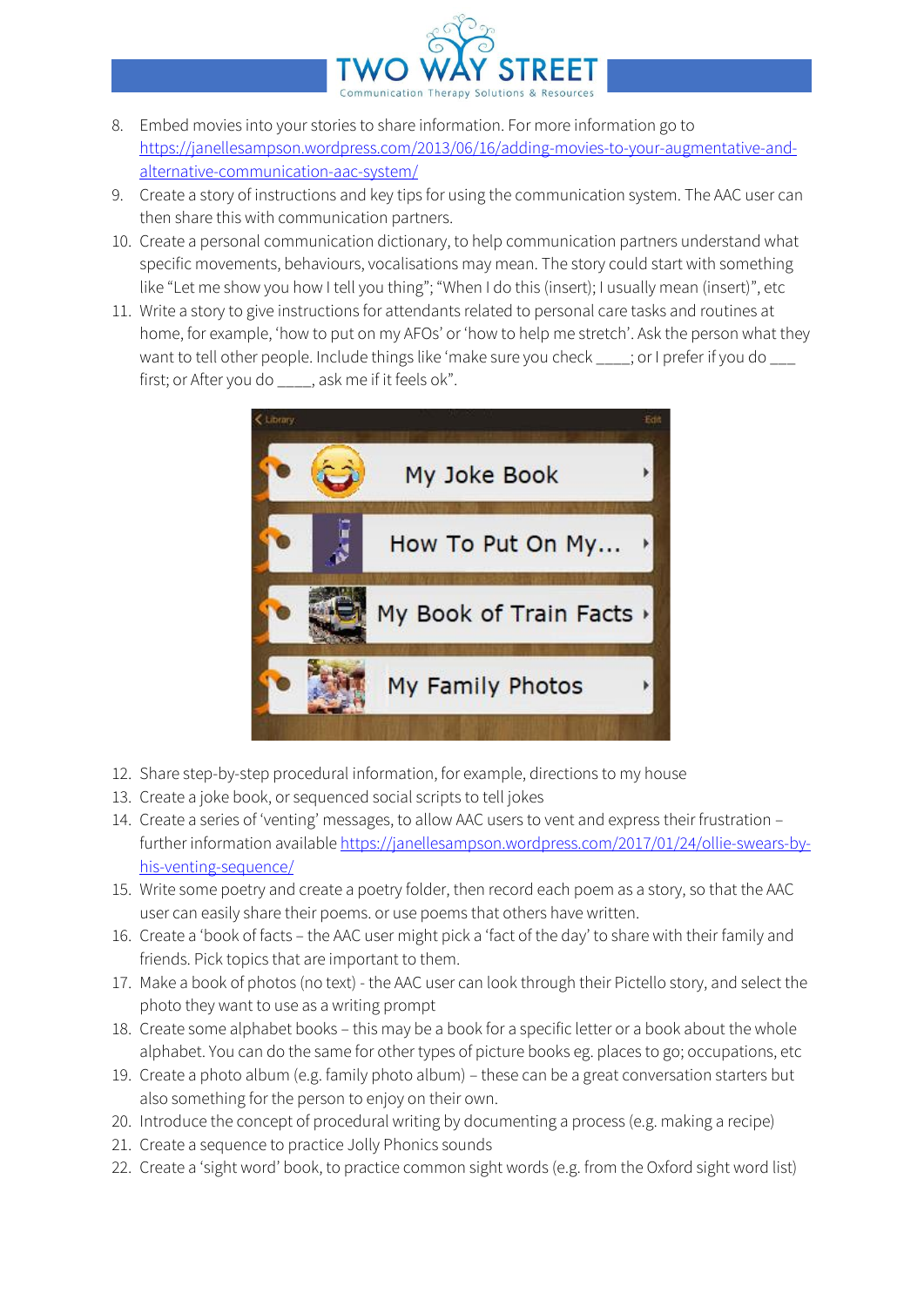8. Embed movies into your stories to share information. For more information go to https://janellesampson.wordpress.com/2013/06/16/adding-movies-to-your-augmentative-and-alternative-communication-aac-system/
9. Create a story of instructions and key tips for using the communication system. The AAC user can then share this with communication partners.
10. Create a personal communication dictionary, to help communication partners understand what specific movements, behaviours, vocalisations may mean. The story could start with something like "Let me show you how I tell you thing"; "When I do this (insert); I usually mean (insert)", etc
11. Write a story to give instructions for attendants related to personal care tasks and routines at home, for example, 'how to put on my AFOs' or 'how to help me stretch'. Ask the person what they want to tell other people. Include things like 'make sure you check ____; or I prefer if you do ___ first; or After you do ____, ask me if it feels ok".
12. Share step-by-step procedural information, for example, directions to my house
13. Create a joke book, or sequenced social scripts to tell jokes
14. Create a series of 'venting' messages, to allow AAC users to vent and express their frustration – further information available https://janellesampson.wordpress.com/2017/01/24/ollie-swears-by-his-venting-sequence/
15. Write some poetry and create a poetry folder, then record each poem as a story, so that the AAC user can easily share their poems. or use poems that others have written.
16. Create a 'book of facts – the AAC user might pick a 'fact of the day' to share with their family and friends. Pick topics that are important to them.
17. Make a book of photos (no text) - the AAC user can look through their Pictello story, and select the photo they want to use as a writing prompt
18. Create some alphabet books – this may be a book for a specific letter or a book about the whole alphabet. You can do the same for other types of picture books eg. places to go; occupations, etc
19. Create a photo album (e.g. family photo album) – these can be a great conversation starters but also something for the person to enjoy on their own.
20. Introduce the concept of procedural writing by documenting a process (e.g. making a recipe)
21. Create a sequence to practice Jolly Phonics sounds
22. Create a 'sight word' book, to practice common sight words (e.g. from the Oxford sight word list)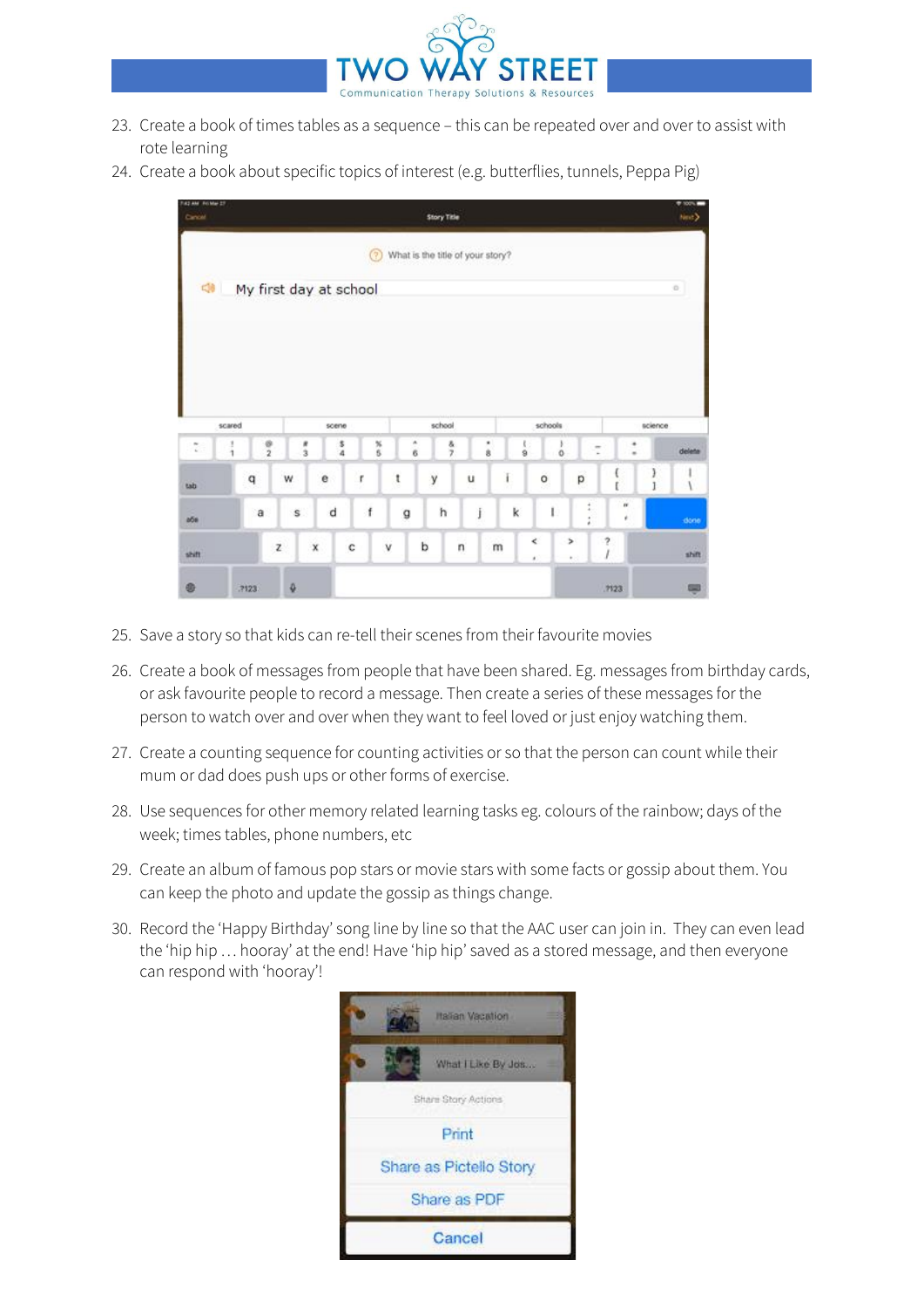23. Create a book of times tables as a sequence – this can be repeated over and over to assist with rote learning
24. Create a book about specific topics of interest (e.g. butterflies, tunnels, Peppa Pig)

25. Save a story so that kids can re-tell their scenes from their favourite movies
26. Create a book of messages from people that have been shared. Eg. messages from birthday cards, or ask favourite people to record a message. Then create a series of these messages for the person to watch over and over when they want to feel loved or just enjoy watching them.
27. Create a counting sequence for counting activities or so that the person can count while their mum or dad does push ups or other forms of exercise.
28. Use sequences for other memory related learning tasks eg. colours of the rainbow; days of the week; times tables, phone numbers, etc
29. Create an album of famous pop stars or movie stars with some facts or gossip about them. You can keep the photo and update the gossip as things change.
30. Record the 'Happy Birthday' song line by line so that the AAC user can join in. They can even lead the 'hip hip … hooray' at the end! Have 'hip hip' saved as a stored message, and then everyone can respond with 'hooray'!